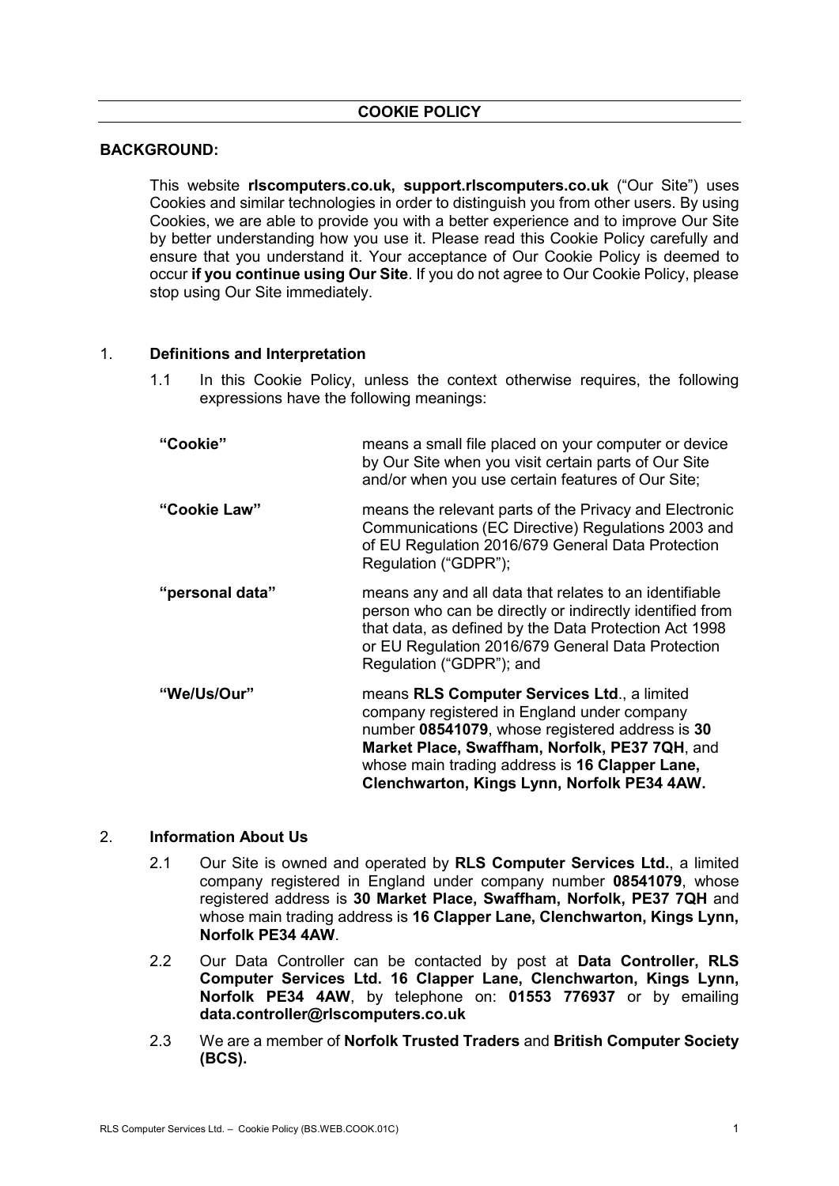# COOKIE POLICY

## BACKGROUND:

This website **rlscomputers.co.uk, support.rlscomputers.co.uk** ("Our Site") uses Cookies and similar technologies in order to distinguish you from other users. By using Cookies, we are able to provide you with a better experience and to improve Our Site by better understanding how you use it. Please read this Cookie Policy carefully and ensure that you understand it. Your acceptance of Our Cookie Policy is deemed to occur **if you continue using Our Site**. If you do not agree to Our Cookie Policy, please stop using Our Site immediately.

1. **Definitions and Interpretation**

   1.1 In this Cookie Policy, unless the context otherwise requires, the following expressions have the following meanings:

| | |
|---|---|
| **"Cookie"** | means a small file placed on your computer or device by Our Site when you visit certain parts of Our Site and/or when you use certain features of Our Site; |
| **"Cookie Law"** | means the relevant parts of the Privacy and Electronic Communications (EC Directive) Regulations 2003 and of EU Regulation 2016/679 General Data Protection Regulation ("GDPR"); |
| **"personal data"** | means any and all data that relates to an identifiable person who can be directly or indirectly identified from that data, as defined by the Data Protection Act 1998 or EU Regulation 2016/679 General Data Protection Regulation ("GDPR"); and |
| **"We/Us/Our"** | means **RLS Computer Services Ltd**., a limited company registered in England under company number **08541079**, whose registered address is **30 Market Place, Swaffham, Norfolk, PE37 7QH**, and whose main trading address is **16 Clapper Lane, Clenchwarton, Kings Lynn, Norfolk PE34 4AW.** |

2. **Information About Us**

   2.1 Our Site is owned and operated by **RLS Computer Services Ltd.**, a limited company registered in England under company number **08541079**, whose registered address is **30 Market Place, Swaffham, Norfolk, PE37 7QH** and whose main trading address is **16 Clapper Lane, Clenchwarton, Kings Lynn, Norfolk PE34 4AW**.

   2.2 Our Data Controller can be contacted by post at **Data Controller, RLS Computer Services Ltd. 16 Clapper Lane, Clenchwarton, Kings Lynn, Norfolk PE34 4AW**, by telephone on: **01553 776937** or by emailing **data.controller@rlscomputers.co.uk**

   2.3 We are a member of **Norfolk Trusted Traders** and **British Computer Society (BCS).**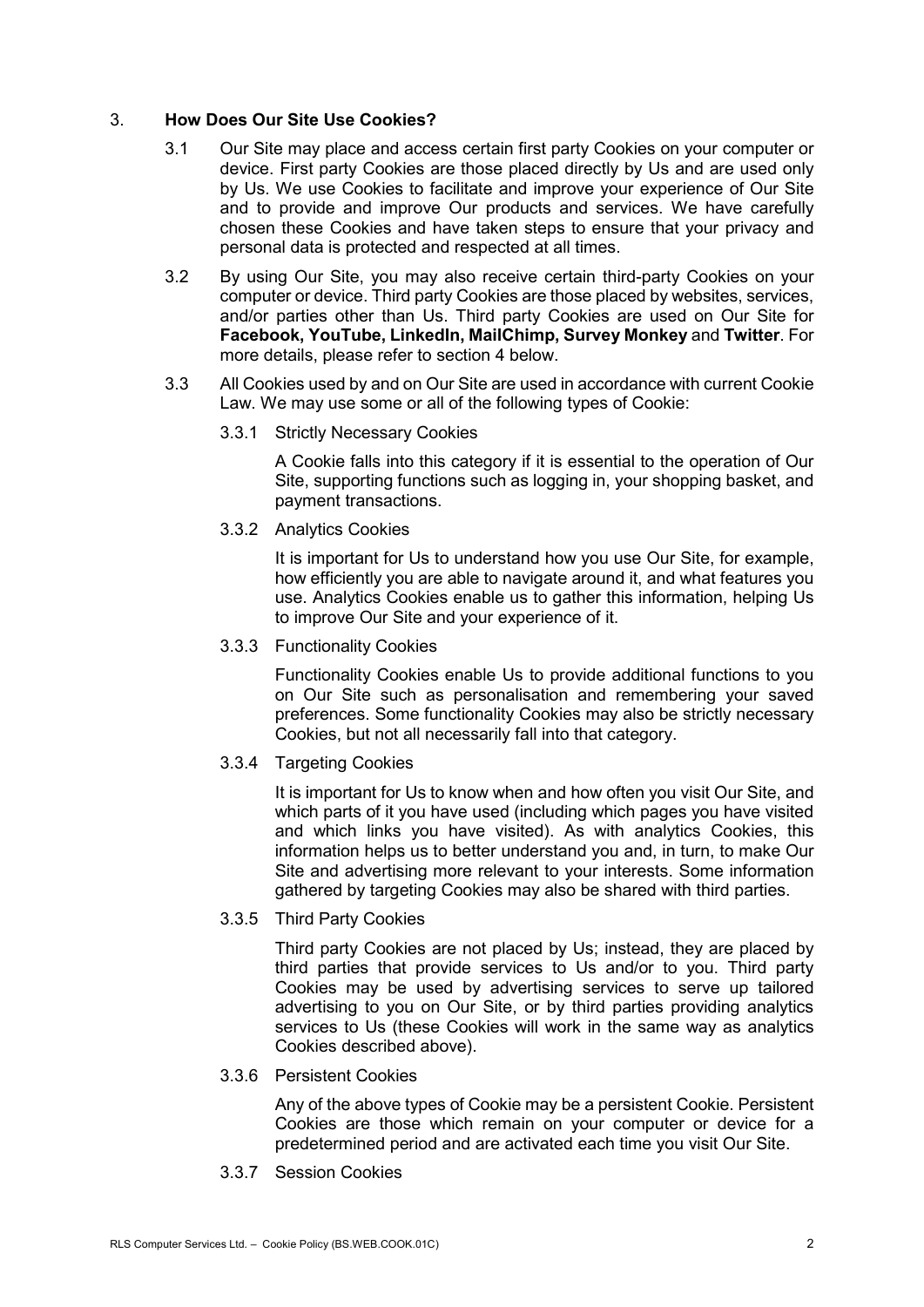## 3. **How Does Our Site Use Cookies?**

3.1 Our Site may place and access certain first party Cookies on your computer or device. First party Cookies are those placed directly by Us and are used only by Us. We use Cookies to facilitate and improve your experience of Our Site and to provide and improve Our products and services. We have carefully chosen these Cookies and have taken steps to ensure that your privacy and personal data is protected and respected at all times.

3.2 By using Our Site, you may also receive certain third-party Cookies on your computer or device. Third party Cookies are those placed by websites, services, and/or parties other than Us. Third party Cookies are used on Our Site for **Facebook, YouTube, LinkedIn, MailChimp, Survey Monkey** and **Twitter**. For more details, please refer to section 4 below.

3.3 All Cookies used by and on Our Site are used in accordance with current Cookie Law. We may use some or all of the following types of Cookie:

3.3.1 Strictly Necessary Cookies

A Cookie falls into this category if it is essential to the operation of Our Site, supporting functions such as logging in, your shopping basket, and payment transactions.

3.3.2 Analytics Cookies

It is important for Us to understand how you use Our Site, for example, how efficiently you are able to navigate around it, and what features you use. Analytics Cookies enable us to gather this information, helping Us to improve Our Site and your experience of it.

3.3.3 Functionality Cookies

Functionality Cookies enable Us to provide additional functions to you on Our Site such as personalisation and remembering your saved preferences. Some functionality Cookies may also be strictly necessary Cookies, but not all necessarily fall into that category.

3.3.4 Targeting Cookies

It is important for Us to know when and how often you visit Our Site, and which parts of it you have used (including which pages you have visited and which links you have visited). As with analytics Cookies, this information helps us to better understand you and, in turn, to make Our Site and advertising more relevant to your interests. Some information gathered by targeting Cookies may also be shared with third parties.

3.3.5 Third Party Cookies

Third party Cookies are not placed by Us; instead, they are placed by third parties that provide services to Us and/or to you. Third party Cookies may be used by advertising services to serve up tailored advertising to you on Our Site, or by third parties providing analytics services to Us (these Cookies will work in the same way as analytics Cookies described above).

3.3.6 Persistent Cookies

Any of the above types of Cookie may be a persistent Cookie. Persistent Cookies are those which remain on your computer or device for a predetermined period and are activated each time you visit Our Site.

3.3.7 Session Cookies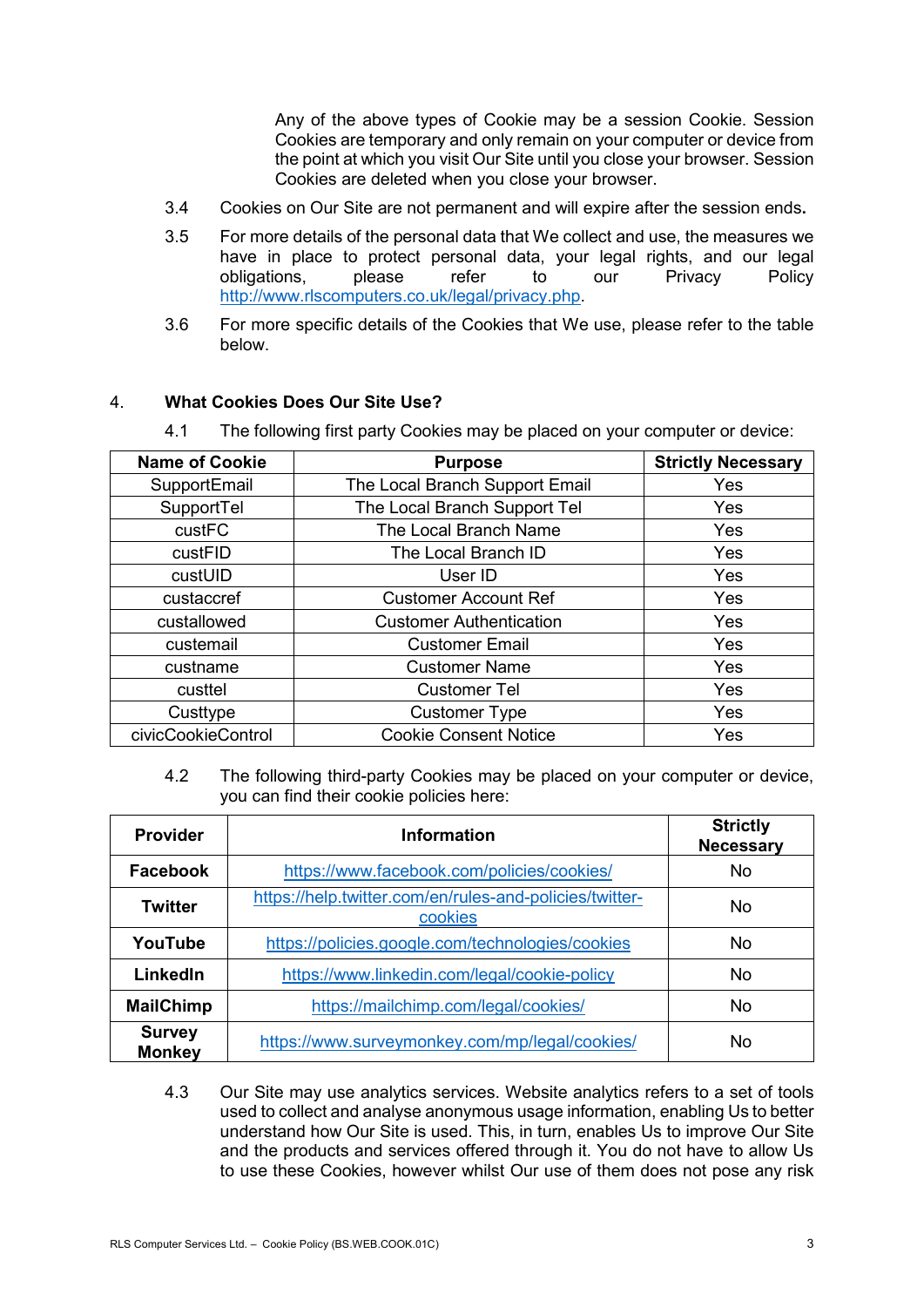Any of the above types of Cookie may be a session Cookie. Session Cookies are temporary and only remain on your computer or device from the point at which you visit Our Site until you close your browser. Session Cookies are deleted when you close your browser.

3.4 Cookies on Our Site are not permanent and will expire after the session ends**.**

3.5 For more details of the personal data that We collect and use, the measures we have in place to protect personal data, your legal rights, and our legal obligations, please refer to our Privacy Policy http://www.rlscomputers.co.uk/legal/privacy.php.

3.6 For more specific details of the Cookies that We use, please refer to the table below.

4. **What Cookies Does Our Site Use?**

4.1 The following first party Cookies may be placed on your computer or device:

| Name of Cookie | Purpose | Strictly Necessary |
|---|---|---|
| SupportEmail | The Local Branch Support Email | Yes |
| SupportTel | The Local Branch Support Tel | Yes |
| custFC | The Local Branch Name | Yes |
| custFID | The Local Branch ID | Yes |
| custUID | User ID | Yes |
| custaccref | Customer Account Ref | Yes |
| custallowed | Customer Authentication | Yes |
| custemail | Customer Email | Yes |
| custname | Customer Name | Yes |
| custtel | Customer Tel | Yes |
| Custtype | Customer Type | Yes |
| civicCookieControl | Cookie Consent Notice | Yes |

4.2 The following third-party Cookies may be placed on your computer or device, you can find their cookie policies here:

| Provider | Information | Strictly Necessary |
|---|---|---|
| **Facebook** | https://www.facebook.com/policies/cookies/ | No |
| **Twitter** | https://help.twitter.com/en/rules-and-policies/twitter-cookies | No |
| **YouTube** | https://policies.google.com/technologies/cookies | No |
| **LinkedIn** | https://www.linkedin.com/legal/cookie-policy | No |
| **MailChimp** | https://mailchimp.com/legal/cookies/ | No |
| **Survey Monkey** | https://www.surveymonkey.com/mp/legal/cookies/ | No |

4.3 Our Site may use analytics services. Website analytics refers to a set of tools used to collect and analyse anonymous usage information, enabling Us to better understand how Our Site is used. This, in turn, enables Us to improve Our Site and the products and services offered through it. You do not have to allow Us to use these Cookies, however whilst Our use of them does not pose any risk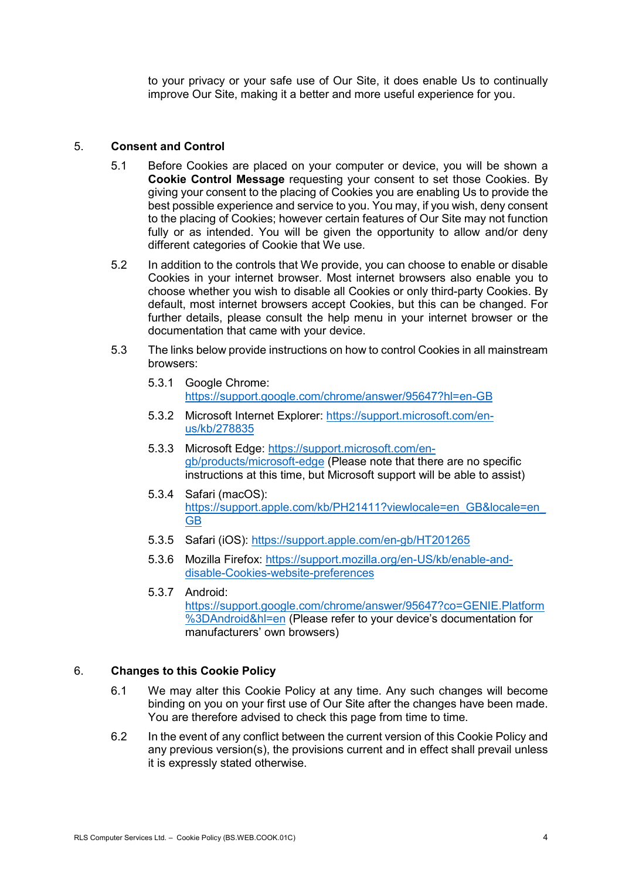to your privacy or your safe use of Our Site, it does enable Us to continually improve Our Site, making it a better and more useful experience for you.

## 5. Consent and Control

5.1 Before Cookies are placed on your computer or device, you will be shown a **Cookie Control Message** requesting your consent to set those Cookies. By giving your consent to the placing of Cookies you are enabling Us to provide the best possible experience and service to you. You may, if you wish, deny consent to the placing of Cookies; however certain features of Our Site may not function fully or as intended. You will be given the opportunity to allow and/or deny different categories of Cookie that We use.

5.2 In addition to the controls that We provide, you can choose to enable or disable Cookies in your internet browser. Most internet browsers also enable you to choose whether you wish to disable all Cookies or only third-party Cookies. By default, most internet browsers accept Cookies, but this can be changed. For further details, please consult the help menu in your internet browser or the documentation that came with your device.

5.3 The links below provide instructions on how to control Cookies in all mainstream browsers:

5.3.1 Google Chrome: https://support.google.com/chrome/answer/95647?hl=en-GB

5.3.2 Microsoft Internet Explorer: https://support.microsoft.com/en-us/kb/278835

5.3.3 Microsoft Edge: https://support.microsoft.com/en-gb/products/microsoft-edge (Please note that there are no specific instructions at this time, but Microsoft support will be able to assist)

5.3.4 Safari (macOS): https://support.apple.com/kb/PH21411?viewlocale=en_GB&locale=en_GB

5.3.5 Safari (iOS): https://support.apple.com/en-gb/HT201265

5.3.6 Mozilla Firefox: https://support.mozilla.org/en-US/kb/enable-and-disable-Cookies-website-preferences

5.3.7 Android: https://support.google.com/chrome/answer/95647?co=GENIE.Platform%3DAndroid&hl=en (Please refer to your device's documentation for manufacturers' own browsers)

## 6. Changes to this Cookie Policy

6.1 We may alter this Cookie Policy at any time. Any such changes will become binding on you on your first use of Our Site after the changes have been made. You are therefore advised to check this page from time to time.

6.2 In the event of any conflict between the current version of this Cookie Policy and any previous version(s), the provisions current and in effect shall prevail unless it is expressly stated otherwise.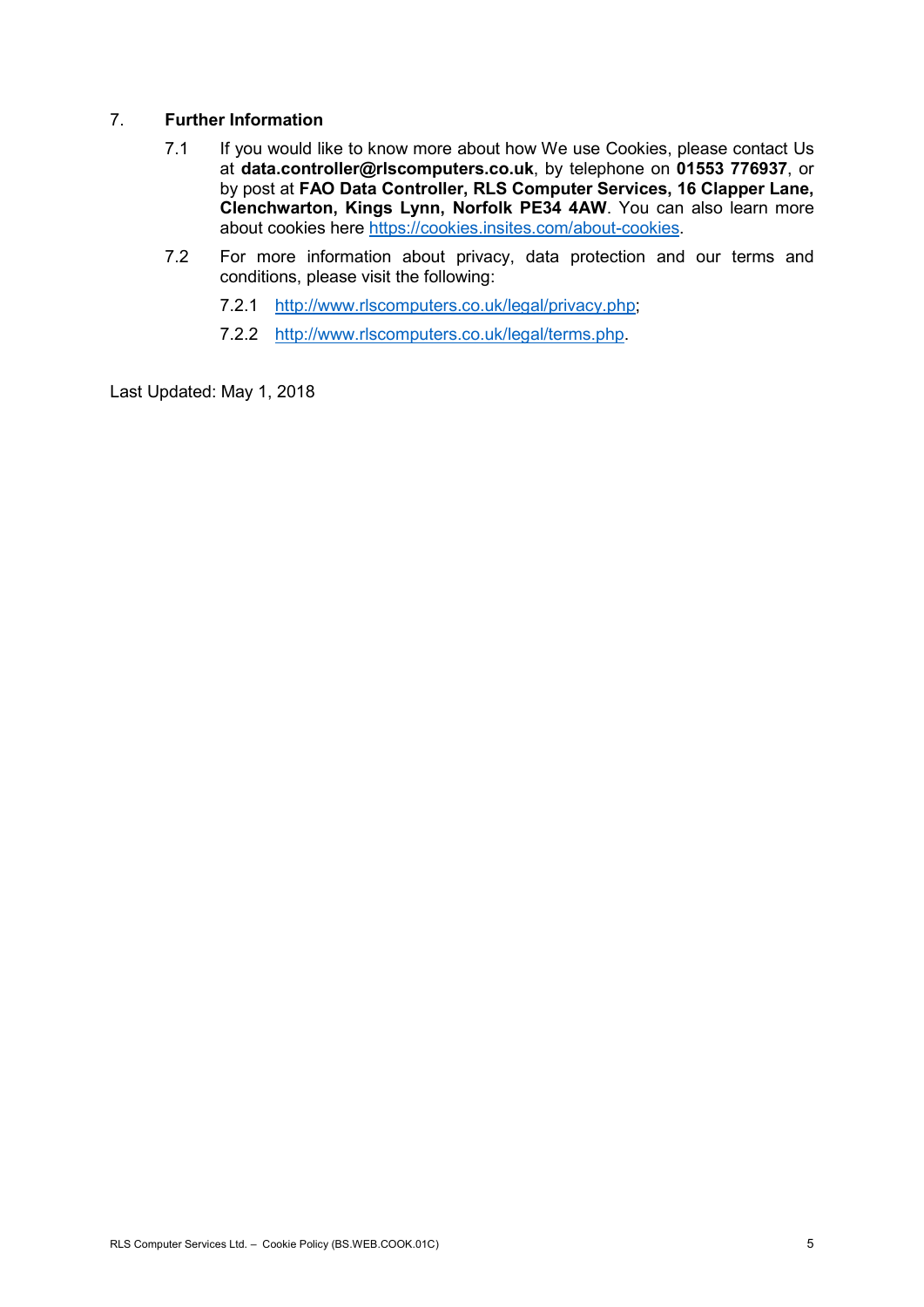## 7. Further Information

7.1 If you would like to know more about how We use Cookies, please contact Us at **data.controller@rlscomputers.co.uk**, by telephone on **01553 776937**, or by post at **FAO Data Controller, RLS Computer Services, 16 Clapper Lane, Clenchwarton, Kings Lynn, Norfolk PE34 4AW**. You can also learn more about cookies here https://cookies.insites.com/about-cookies.

7.2 For more information about privacy, data protection and our terms and conditions, please visit the following:

7.2.1 http://www.rlscomputers.co.uk/legal/privacy.php;

7.2.2 http://www.rlscomputers.co.uk/legal/terms.php.

Last Updated: May 1, 2018